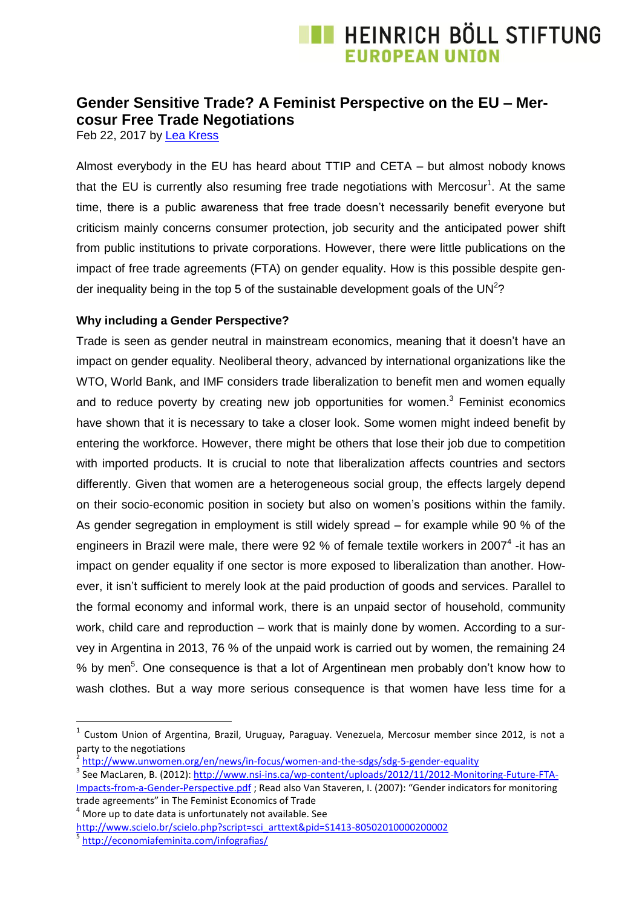# Gender Sensitive Trade? A Feminist Perspective on the EU – Mercosur Free Trade Negotiations

Feb 22, 2017 by Lea Kress

Almost everybody in the EU has heard about TTIP and CETA – but almost nobody knows that the EU is currently also resuming free trade negotiations with Mercosur[1]. At the same time, there is a public awareness that free trade doesn't necessarily benefit everyone but criticism mainly concerns consumer protection, job security and the anticipated power shift from public institutions to private corporations. However, there were little publications on the impact of free trade agreements (FTA) on gender equality. How is this possible despite gender inequality being in the top 5 of the sustainable development goals of the UN[2]?

**Why including a Gender Perspective?**

Trade is seen as gender neutral in mainstream economics, meaning that it doesn't have an impact on gender equality. Neoliberal theory, advanced by international organizations like the WTO, World Bank, and IMF considers trade liberalization to benefit men and women equally and to reduce poverty by creating new job opportunities for women.[3] Feminist economics have shown that it is necessary to take a closer look. Some women might indeed benefit by entering the workforce. However, there might be others that lose their job due to competition with imported products. It is crucial to note that liberalization affects countries and sectors differently. Given that women are a heterogeneous social group, the effects largely depend on their socio-economic position in society but also on women's positions within the family. As gender segregation in employment is still widely spread – for example while 90 % of the engineers in Brazil were male, there were 92 % of female textile workers in 2007[4] -it has an impact on gender equality if one sector is more exposed to liberalization than another. However, it isn't sufficient to merely look at the paid production of goods and services. Parallel to the formal economy and informal work, there is an unpaid sector of household, community work, child care and reproduction – work that is mainly done by women. According to a survey in Argentina in 2013, 76 % of the unpaid work is carried out by women, the remaining 24 % by men[5]. One consequence is that a lot of Argentinean men probably don't know how to wash clothes. But a way more serious consequence is that women have less time for a

---

[1] Custom Union of Argentina, Brazil, Uruguay, Paraguay. Venezuela, Mercosur member since 2012, is not a party to the negotiations

[2] http://www.unwomen.org/en/news/in-focus/women-and-the-sdgs/sdg-5-gender-equality

[3] See MacLaren, B. (2012): http://www.nsi-ins.ca/wp-content/uploads/2012/11/2012-Monitoring-Future-FTA-Impacts-from-a-Gender-Perspective.pdf ; Read also Van Staveren, I. (2007): "Gender indicators for monitoring trade agreements" in The Feminist Economics of Trade

[4] More up to date data is unfortunately not available. See http://www.scielo.br/scielo.php?script=sci_arttext&pid=S1413-80502010000200002

[5] http://economiafeminita.com/infografias/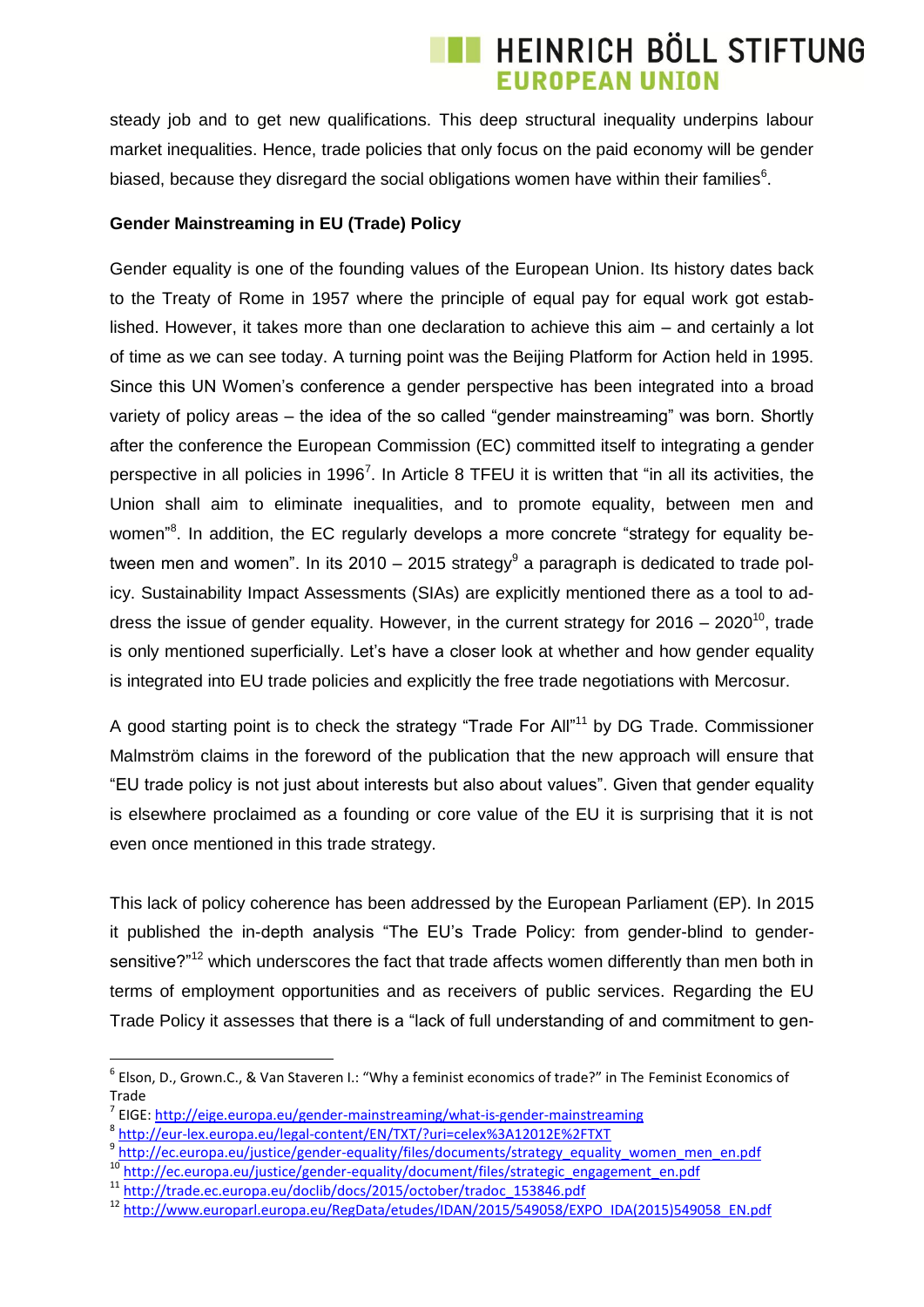steady job and to get new qualifications. This deep structural inequality underpins labour market inequalities. Hence, trade policies that only focus on the paid economy will be gender biased, because they disregard the social obligations women have within their families[6].

**Gender Mainstreaming in EU (Trade) Policy**

Gender equality is one of the founding values of the European Union. Its history dates back to the Treaty of Rome in 1957 where the principle of equal pay for equal work got established. However, it takes more than one declaration to achieve this aim – and certainly a lot of time as we can see today. A turning point was the Beijing Platform for Action held in 1995. Since this UN Women's conference a gender perspective has been integrated into a broad variety of policy areas – the idea of the so called "gender mainstreaming" was born. Shortly after the conference the European Commission (EC) committed itself to integrating a gender perspective in all policies in 1996[7]. In Article 8 TFEU it is written that "in all its activities, the Union shall aim to eliminate inequalities, and to promote equality, between men and women"[8]. In addition, the EC regularly develops a more concrete "strategy for equality between men and women". In its 2010 – 2015 strategy[9] a paragraph is dedicated to trade policy. Sustainability Impact Assessments (SIAs) are explicitly mentioned there as a tool to address the issue of gender equality. However, in the current strategy for 2016 – 2020[10], trade is only mentioned superficially. Let's have a closer look at whether and how gender equality is integrated into EU trade policies and explicitly the free trade negotiations with Mercosur.

A good starting point is to check the strategy "Trade For All"[11] by DG Trade. Commissioner Malmström claims in the foreword of the publication that the new approach will ensure that "EU trade policy is not just about interests but also about values". Given that gender equality is elsewhere proclaimed as a founding or core value of the EU it is surprising that it is not even once mentioned in this trade strategy.

This lack of policy coherence has been addressed by the European Parliament (EP). In 2015 it published the in-depth analysis "The EU's Trade Policy: from gender-blind to gender-sensitive?"[12] which underscores the fact that trade affects women differently than men both in terms of employment opportunities and as receivers of public services. Regarding the EU Trade Policy it assesses that there is a "lack of full understanding of and commitment to gen-

---

[6] Elson, D., Grown.C., & Van Staveren I.: "Why a feminist economics of trade?" in The Feminist Economics of Trade

[7] EIGE: http://eige.europa.eu/gender-mainstreaming/what-is-gender-mainstreaming

[8] http://eur-lex.europa.eu/legal-content/EN/TXT/?uri=celex%3A12012E%2FTXT

[9] http://ec.europa.eu/justice/gender-equality/files/documents/strategy_equality_women_men_en.pdf

[10] http://ec.europa.eu/justice/gender-equality/document/files/strategic_engagement_en.pdf

[11] http://trade.ec.europa.eu/doclib/docs/2015/october/tradoc_153846.pdf

[12] http://www.europarl.europa.eu/RegData/etudes/IDAN/2015/549058/EXPO_IDA(2015)549058_EN.pdf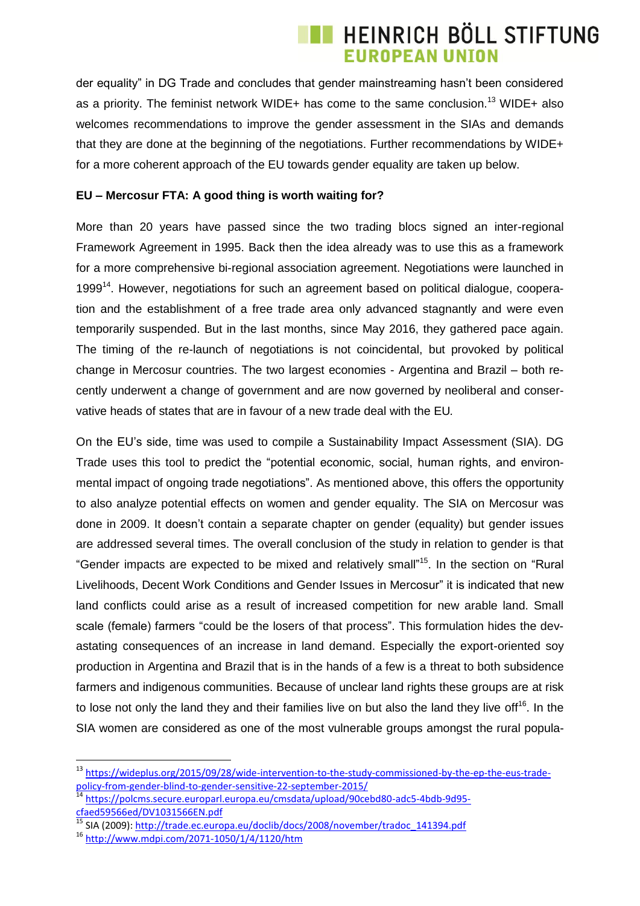der equality" in DG Trade and concludes that gender mainstreaming hasn't been considered as a priority. The feminist network WIDE+ has come to the same conclusion.[13] WIDE+ also welcomes recommendations to improve the gender assessment in the SIAs and demands that they are done at the beginning of the negotiations. Further recommendations by WIDE+ for a more coherent approach of the EU towards gender equality are taken up below.

**EU – Mercosur FTA: A good thing is worth waiting for?**

More than 20 years have passed since the two trading blocs signed an inter-regional Framework Agreement in 1995. Back then the idea already was to use this as a framework for a more comprehensive bi-regional association agreement. Negotiations were launched in 1999[14]. However, negotiations for such an agreement based on political dialogue, cooperation and the establishment of a free trade area only advanced stagnantly and were even temporarily suspended. But in the last months, since May 2016, they gathered pace again. The timing of the re-launch of negotiations is not coincidental, but provoked by political change in Mercosur countries. The two largest economies - Argentina and Brazil – both recently underwent a change of government and are now governed by neoliberal and conservative heads of states that are in favour of a new trade deal with the EU*.*

On the EU's side, time was used to compile a Sustainability Impact Assessment (SIA). DG Trade uses this tool to predict the "potential economic, social, human rights, and environmental impact of ongoing trade negotiations". As mentioned above, this offers the opportunity to also analyze potential effects on women and gender equality. The SIA on Mercosur was done in 2009. It doesn't contain a separate chapter on gender (equality) but gender issues are addressed several times. The overall conclusion of the study in relation to gender is that "Gender impacts are expected to be mixed and relatively small"[15]. In the section on "Rural Livelihoods, Decent Work Conditions and Gender Issues in Mercosur" it is indicated that new land conflicts could arise as a result of increased competition for new arable land. Small scale (female) farmers "could be the losers of that process". This formulation hides the devastating consequences of an increase in land demand. Especially the export-oriented soy production in Argentina and Brazil that is in the hands of a few is a threat to both subsidence farmers and indigenous communities. Because of unclear land rights these groups are at risk to lose not only the land they and their families live on but also the land they live off[16]. In the SIA women are considered as one of the most vulnerable groups amongst the rural popula-

---

[13] https://wideplus.org/2015/09/28/wide-intervention-to-the-study-commissioned-by-the-ep-the-eus-trade-policy-from-gender-blind-to-gender-sensitive-22-september-2015/

[14] https://polcms.secure.europarl.europa.eu/cmsdata/upload/90cebd80-adc5-4bdb-9d95-cfaed59566ed/DV1031566EN.pdf

[15] SIA (2009): http://trade.ec.europa.eu/doclib/docs/2008/november/tradoc_141394.pdf

[16] http://www.mdpi.com/2071-1050/1/4/1120/htm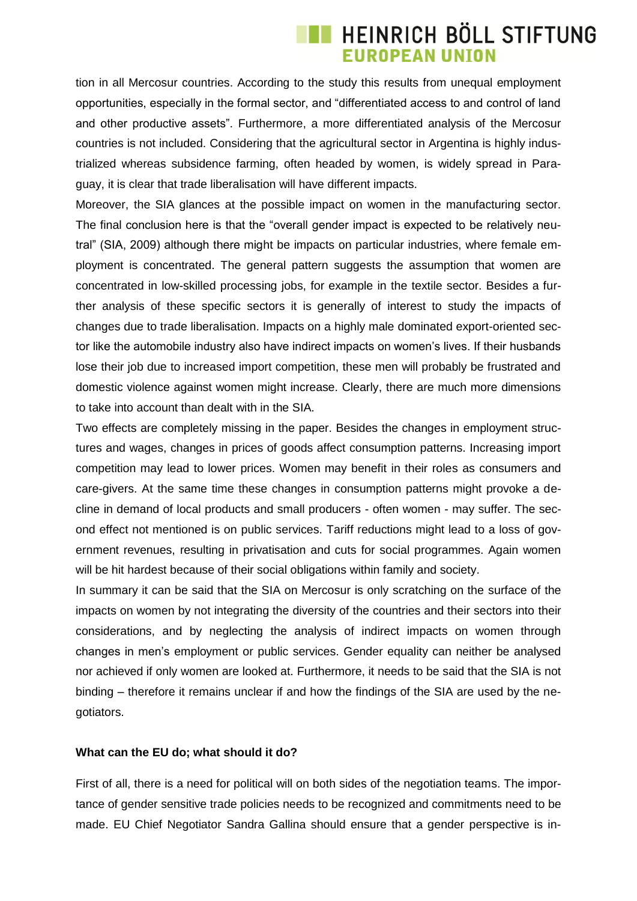tion in all Mercosur countries. According to the study this results from unequal employment opportunities, especially in the formal sector, and "differentiated access to and control of land and other productive assets". Furthermore, a more differentiated analysis of the Mercosur countries is not included. Considering that the agricultural sector in Argentina is highly industrialized whereas subsidence farming, often headed by women, is widely spread in Paraguay, it is clear that trade liberalisation will have different impacts.

Moreover, the SIA glances at the possible impact on women in the manufacturing sector. The final conclusion here is that the "overall gender impact is expected to be relatively neutral" (SIA, 2009) although there might be impacts on particular industries, where female employment is concentrated. The general pattern suggests the assumption that women are concentrated in low-skilled processing jobs, for example in the textile sector. Besides a further analysis of these specific sectors it is generally of interest to study the impacts of changes due to trade liberalisation. Impacts on a highly male dominated export-oriented sector like the automobile industry also have indirect impacts on women's lives. If their husbands lose their job due to increased import competition, these men will probably be frustrated and domestic violence against women might increase. Clearly, there are much more dimensions to take into account than dealt with in the SIA.

Two effects are completely missing in the paper. Besides the changes in employment structures and wages, changes in prices of goods affect consumption patterns. Increasing import competition may lead to lower prices. Women may benefit in their roles as consumers and care-givers. At the same time these changes in consumption patterns might provoke a decline in demand of local products and small producers - often women - may suffer. The second effect not mentioned is on public services. Tariff reductions might lead to a loss of government revenues, resulting in privatisation and cuts for social programmes. Again women will be hit hardest because of their social obligations within family and society.

In summary it can be said that the SIA on Mercosur is only scratching on the surface of the impacts on women by not integrating the diversity of the countries and their sectors into their considerations, and by neglecting the analysis of indirect impacts on women through changes in men's employment or public services. Gender equality can neither be analysed nor achieved if only women are looked at. Furthermore, it needs to be said that the SIA is not binding – therefore it remains unclear if and how the findings of the SIA are used by the negotiators.

**What can the EU do; what should it do?**

First of all, there is a need for political will on both sides of the negotiation teams. The importance of gender sensitive trade policies needs to be recognized and commitments need to be made. EU Chief Negotiator Sandra Gallina should ensure that a gender perspective is in-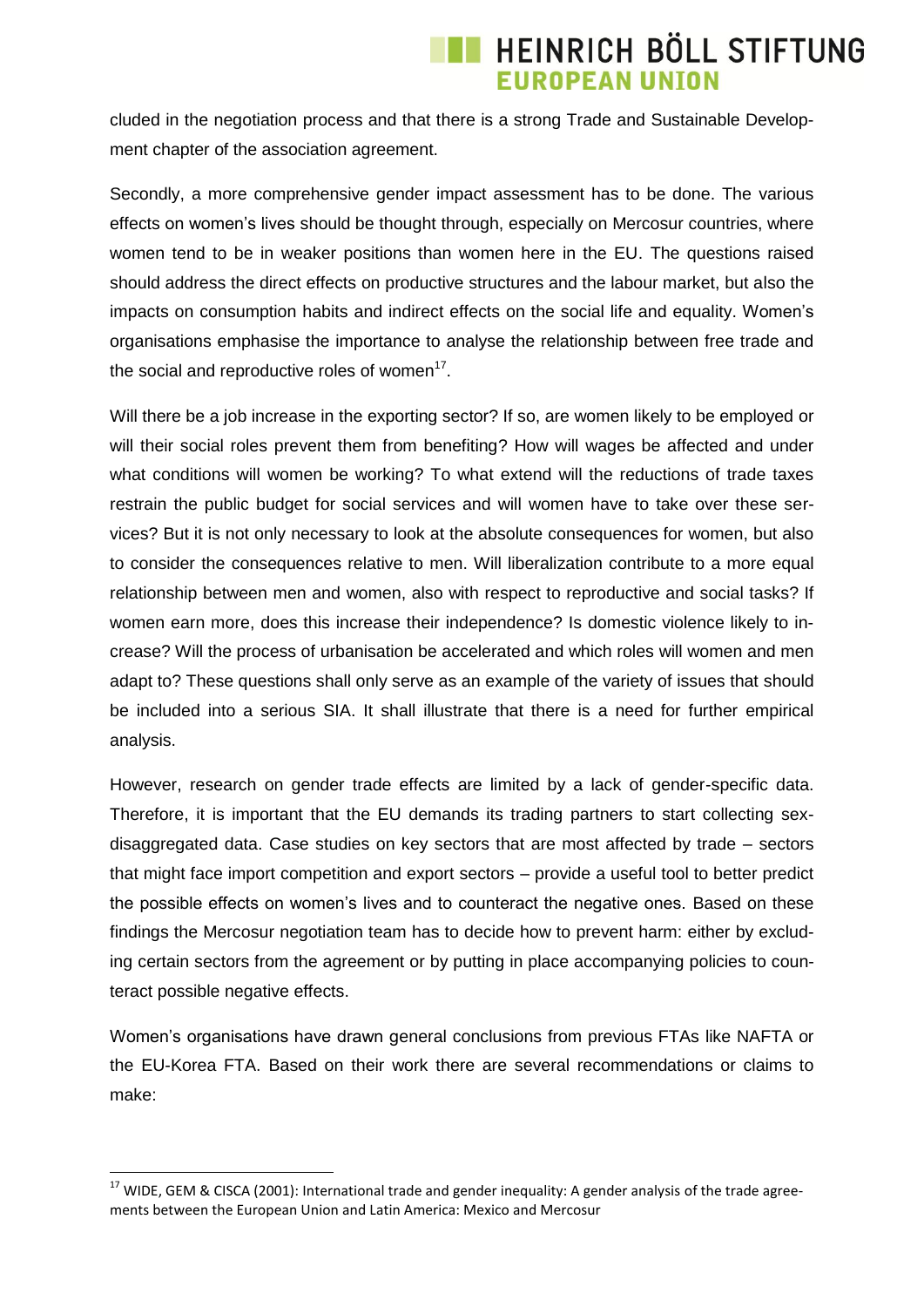cluded in the negotiation process and that there is a strong Trade and Sustainable Development chapter of the association agreement.

Secondly, a more comprehensive gender impact assessment has to be done. The various effects on women's lives should be thought through, especially on Mercosur countries, where women tend to be in weaker positions than women here in the EU. The questions raised should address the direct effects on productive structures and the labour market, but also the impacts on consumption habits and indirect effects on the social life and equality. Women's organisations emphasise the importance to analyse the relationship between free trade and the social and reproductive roles of women[17].

Will there be a job increase in the exporting sector? If so, are women likely to be employed or will their social roles prevent them from benefiting? How will wages be affected and under what conditions will women be working? To what extend will the reductions of trade taxes restrain the public budget for social services and will women have to take over these services? But it is not only necessary to look at the absolute consequences for women, but also to consider the consequences relative to men. Will liberalization contribute to a more equal relationship between men and women, also with respect to reproductive and social tasks? If women earn more, does this increase their independence? Is domestic violence likely to increase? Will the process of urbanisation be accelerated and which roles will women and men adapt to? These questions shall only serve as an example of the variety of issues that should be included into a serious SIA. It shall illustrate that there is a need for further empirical analysis.

However, research on gender trade effects are limited by a lack of gender-specific data. Therefore, it is important that the EU demands its trading partners to start collecting sex-disaggregated data. Case studies on key sectors that are most affected by trade – sectors that might face import competition and export sectors – provide a useful tool to better predict the possible effects on women's lives and to counteract the negative ones. Based on these findings the Mercosur negotiation team has to decide how to prevent harm: either by excluding certain sectors from the agreement or by putting in place accompanying policies to counteract possible negative effects.

Women's organisations have drawn general conclusions from previous FTAs like NAFTA or the EU-Korea FTA. Based on their work there are several recommendations or claims to make:

[17] WIDE, GEM & CISCA (2001): International trade and gender inequality: A gender analysis of the trade agreements between the European Union and Latin America: Mexico and Mercosur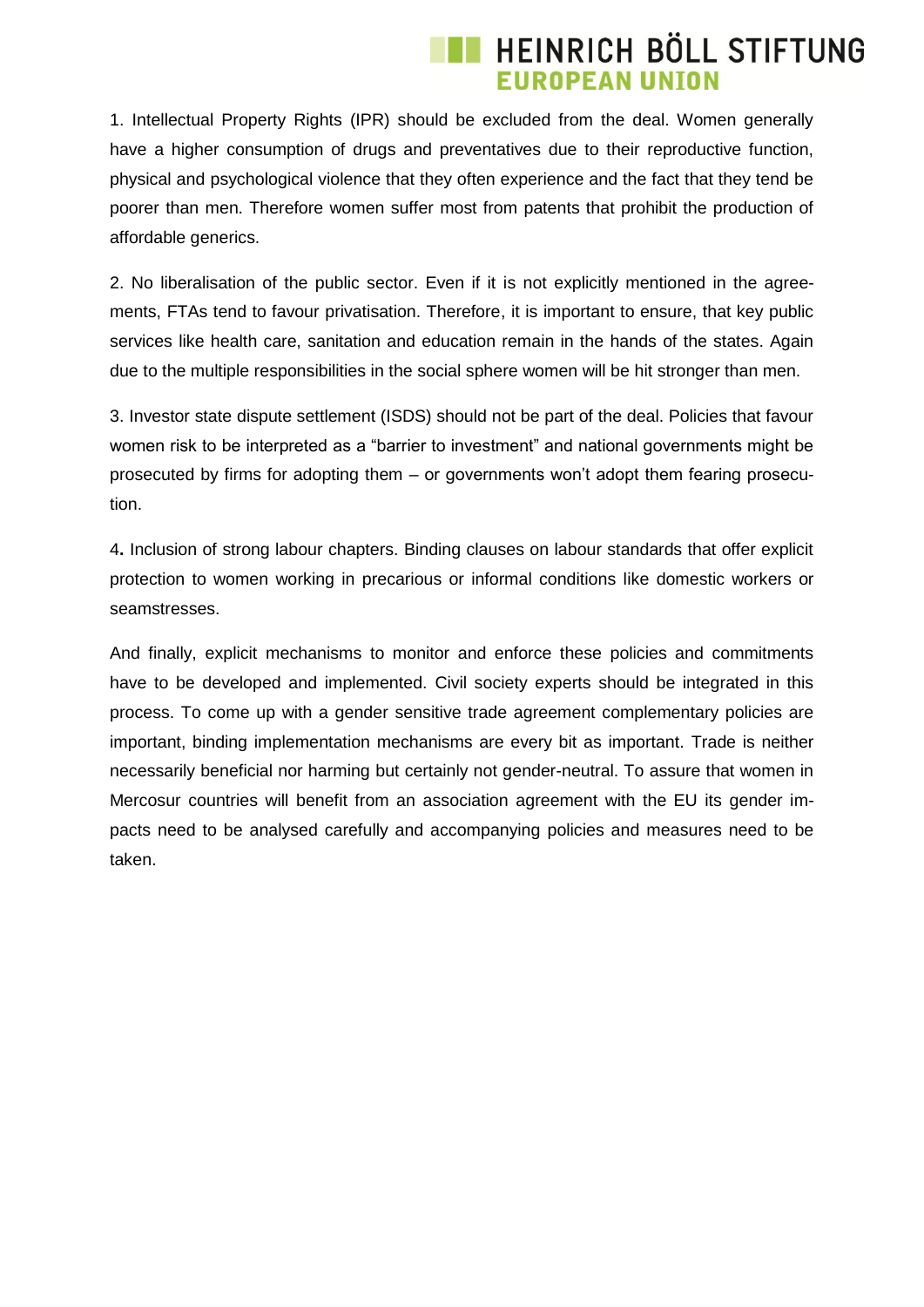1. Intellectual Property Rights (IPR) should be excluded from the deal. Women generally have a higher consumption of drugs and preventatives due to their reproductive function, physical and psychological violence that they often experience and the fact that they tend be poorer than men. Therefore women suffer most from patents that prohibit the production of affordable generics.

2. No liberalisation of the public sector. Even if it is not explicitly mentioned in the agreements, FTAs tend to favour privatisation. Therefore, it is important to ensure, that key public services like health care, sanitation and education remain in the hands of the states. Again due to the multiple responsibilities in the social sphere women will be hit stronger than men.

3. Investor state dispute settlement (ISDS) should not be part of the deal. Policies that favour women risk to be interpreted as a "barrier to investment" and national governments might be prosecuted by firms for adopting them – or governments won't adopt them fearing prosecution.

4**.** Inclusion of strong labour chapters. Binding clauses on labour standards that offer explicit protection to women working in precarious or informal conditions like domestic workers or seamstresses.

And finally, explicit mechanisms to monitor and enforce these policies and commitments have to be developed and implemented. Civil society experts should be integrated in this process. To come up with a gender sensitive trade agreement complementary policies are important, binding implementation mechanisms are every bit as important. Trade is neither necessarily beneficial nor harming but certainly not gender-neutral. To assure that women in Mercosur countries will benefit from an association agreement with the EU its gender impacts need to be analysed carefully and accompanying policies and measures need to be taken.